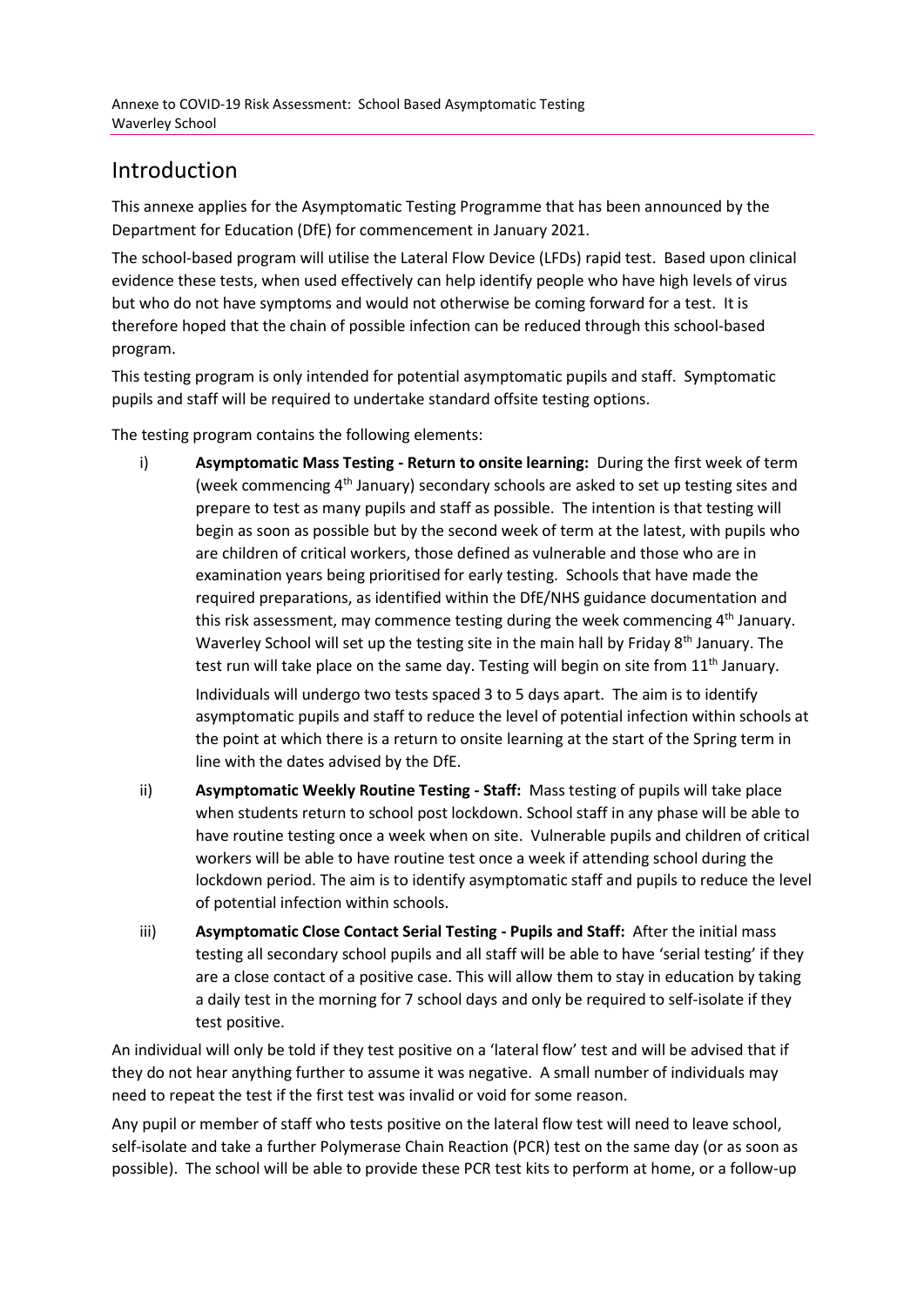Annexe to COVID-19 Risk Assessment: School Based Asymptomatic Testing
Waverley School

# Introduction

This annexe applies for the Asymptomatic Testing Programme that has been announced by the Department for Education (DfE) for commencement in January 2021.

The school-based program will utilise the Lateral Flow Device (LFDs) rapid test. Based upon clinical evidence these tests, when used effectively can help identify people who have high levels of virus but who do not have symptoms and would not otherwise be coming forward for a test. It is therefore hoped that the chain of possible infection can be reduced through this school-based program.

This testing program is only intended for potential asymptomatic pupils and staff. Symptomatic pupils and staff will be required to undertake standard offsite testing options.

The testing program contains the following elements:

i) **Asymptomatic Mass Testing - Return to onsite learning:** During the first week of term (week commencing 4th January) secondary schools are asked to set up testing sites and prepare to test as many pupils and staff as possible. The intention is that testing will begin as soon as possible but by the second week of term at the latest, with pupils who are children of critical workers, those defined as vulnerable and those who are in examination years being prioritised for early testing. Schools that have made the required preparations, as identified within the DfE/NHS guidance documentation and this risk assessment, may commence testing during the week commencing 4th January. Waverley School will set up the testing site in the main hall by Friday 8th January. The test run will take place on the same day. Testing will begin on site from 11th January.

   Individuals will undergo two tests spaced 3 to 5 days apart. The aim is to identify asymptomatic pupils and staff to reduce the level of potential infection within schools at the point at which there is a return to onsite learning at the start of the Spring term in line with the dates advised by the DfE.

ii) **Asymptomatic Weekly Routine Testing - Staff:** Mass testing of pupils will take place when students return to school post lockdown. School staff in any phase will be able to have routine testing once a week when on site. Vulnerable pupils and children of critical workers will be able to have routine test once a week if attending school during the lockdown period. The aim is to identify asymptomatic staff and pupils to reduce the level of potential infection within schools.

iii) **Asymptomatic Close Contact Serial Testing - Pupils and Staff:** After the initial mass testing all secondary school pupils and all staff will be able to have 'serial testing' if they are a close contact of a positive case. This will allow them to stay in education by taking a daily test in the morning for 7 school days and only be required to self-isolate if they test positive.

An individual will only be told if they test positive on a 'lateral flow' test and will be advised that if they do not hear anything further to assume it was negative. A small number of individuals may need to repeat the test if the first test was invalid or void for some reason.

Any pupil or member of staff who tests positive on the lateral flow test will need to leave school, self-isolate and take a further Polymerase Chain Reaction (PCR) test on the same day (or as soon as possible). The school will be able to provide these PCR test kits to perform at home, or a follow-up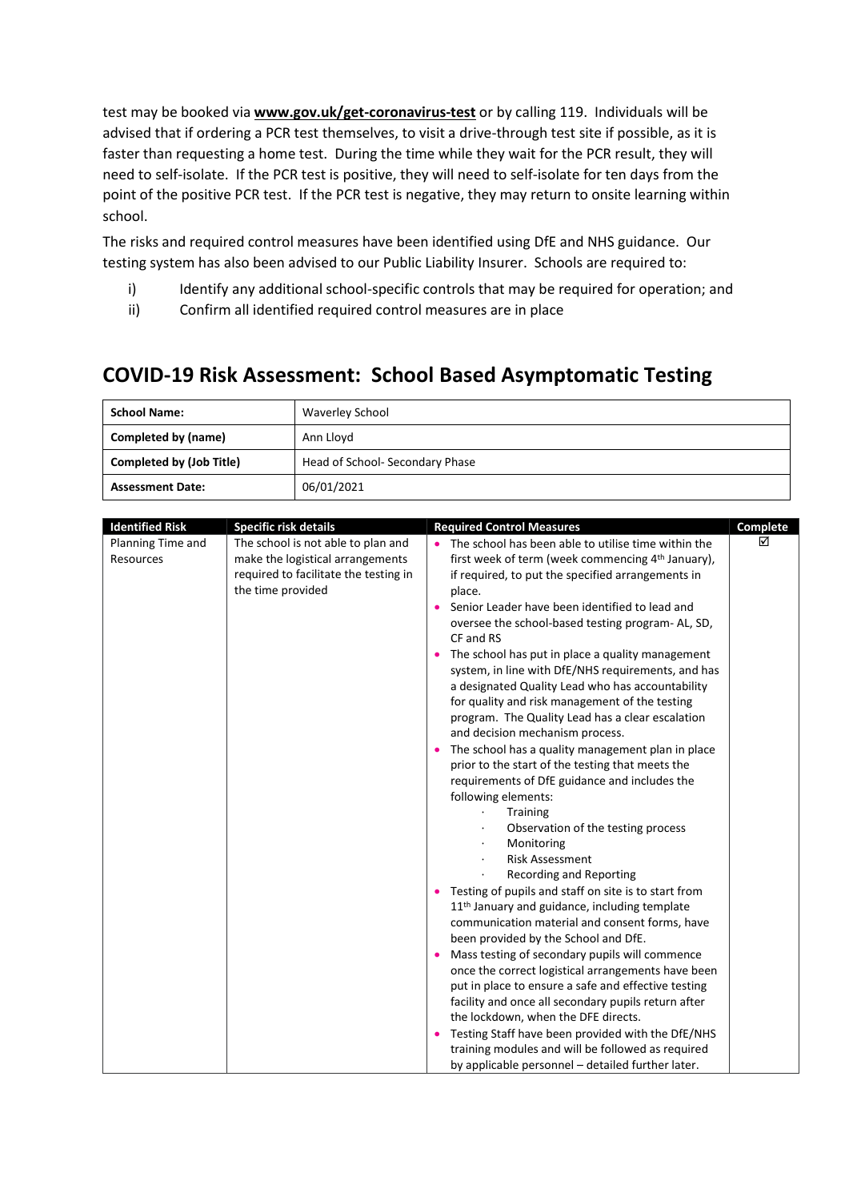test may be booked via **www.gov.uk/get-coronavirus-test** or by calling 119. Individuals will be advised that if ordering a PCR test themselves, to visit a drive-through test site if possible, as it is faster than requesting a home test. During the time while they wait for the PCR result, they will need to self-isolate. If the PCR test is positive, they will need to self-isolate for ten days from the point of the positive PCR test. If the PCR test is negative, they may return to onsite learning within school.

The risks and required control measures have been identified using DfE and NHS guidance. Our testing system has also been advised to our Public Liability Insurer. Schools are required to:

i) Identify any additional school-specific controls that may be required for operation; and
ii) Confirm all identified required control measures are in place

## COVID-19 Risk Assessment: School Based Asymptomatic Testing

| | |
|---|---|
| **School Name:** | Waverley School |
| **Completed by (name)** | Ann Lloyd |
| **Completed by (Job Title)** | Head of School- Secondary Phase |
| **Assessment Date:** | 06/01/2021 |

| Identified Risk | Specific risk details | Required Control Measures | Complete |
|---|---|---|---|
| Planning Time and Resources | The school is not able to plan and make the logistical arrangements required to facilitate the testing in the time provided | • The school has been able to utilise time within the first week of term (week commencing 4th January), if required, to put the specified arrangements in place.<br>• Senior Leader have been identified to lead and oversee the school-based testing program- AL, SD, CF and RS<br>• The school has put in place a quality management system, in line with DfE/NHS requirements, and has a designated Quality Lead who has accountability for quality and risk management of the testing program. The Quality Lead has a clear escalation and decision mechanism process.<br>• The school has a quality management plan in place prior to the start of the testing that meets the requirements of DfE guidance and includes the following elements:<br>· Training<br>· Observation of the testing process<br>· Monitoring<br>· Risk Assessment<br>· Recording and Reporting<br>• Testing of pupils and staff on site is to start from 11th January and guidance, including template communication material and consent forms, have been provided by the School and DfE.<br>• Mass testing of secondary pupils will commence once the correct logistical arrangements have been put in place to ensure a safe and effective testing facility and once all secondary pupils return after the lockdown, when the DFE directs.<br>• Testing Staff have been provided with the DfE/NHS training modules and will be followed as required by applicable personnel – detailed further later. | ☑ |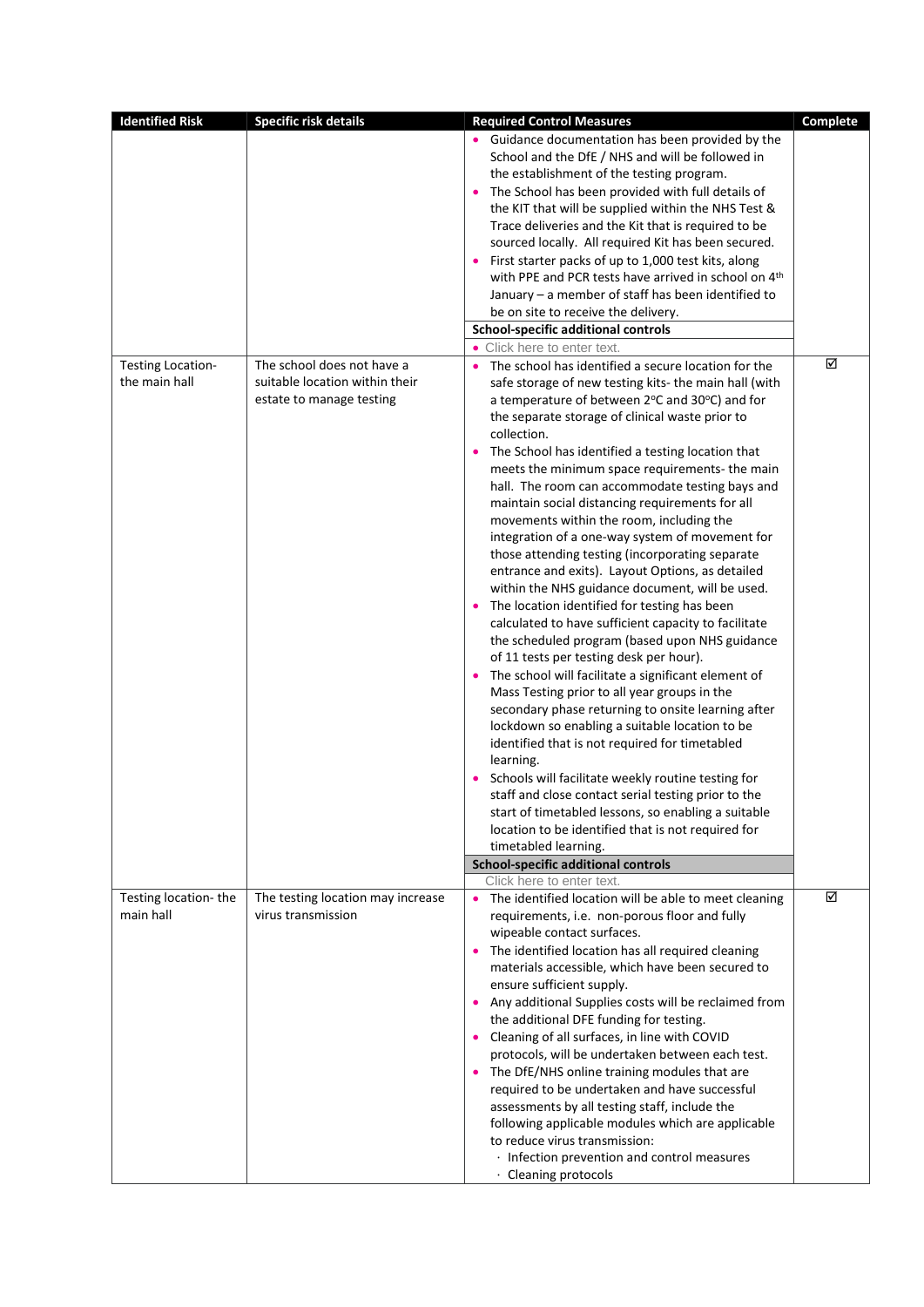| Identified Risk | Specific risk details | Required Control Measures | Complete |
|---|---|---|---|
| | | • Guidance documentation has been provided by the School and the DfE / NHS and will be followed in the establishment of the testing program.<br>• The School has been provided with full details of the KIT that will be supplied within the NHS Test & Trace deliveries and the Kit that is required to be sourced locally. All required Kit has been secured.<br>• First starter packs of up to 1,000 test kits, along with PPE and PCR tests have arrived in school on 4th January – a member of staff has been identified to be on site to receive the delivery.<br>**School-specific additional controls**<br>• Click here to enter text. | |
| Testing Location- the main hall | The school does not have a suitable location within their estate to manage testing | • The school has identified a secure location for the safe storage of new testing kits- the main hall (with a temperature of between 2ºC and 30ºC) and for the separate storage of clinical waste prior to collection.<br>• The School has identified a testing location that meets the minimum space requirements- the main hall. The room can accommodate testing bays and maintain social distancing requirements for all movements within the room, including the integration of a one-way system of movement for those attending testing (incorporating separate entrance and exits). Layout Options, as detailed within the NHS guidance document, will be used.<br>• The location identified for testing has been calculated to have sufficient capacity to facilitate the scheduled program (based upon NHS guidance of 11 tests per testing desk per hour).<br>• The school will facilitate a significant element of Mass Testing prior to all year groups in the secondary phase returning to onsite learning after lockdown so enabling a suitable location to be identified that is not required for timetabled learning.<br>• Schools will facilitate weekly routine testing for staff and close contact serial testing prior to the start of timetabled lessons, so enabling a suitable location to be identified that is not required for timetabled learning.<br>**School-specific additional controls**<br>Click here to enter text. | ☑ |
| Testing location- the main hall | The testing location may increase virus transmission | • The identified location will be able to meet cleaning requirements, i.e. non-porous floor and fully wipeable contact surfaces.<br>• The identified location has all required cleaning materials accessible, which have been secured to ensure sufficient supply.<br>• Any additional Supplies costs will be reclaimed from the additional DFE funding for testing.<br>• Cleaning of all surfaces, in line with COVID protocols, will be undertaken between each test.<br>• The DfE/NHS online training modules that are required to be undertaken and have successful assessments by all testing staff, include the following applicable modules which are applicable to reduce virus transmission:<br>· Infection prevention and control measures<br>· Cleaning protocols | ☑ |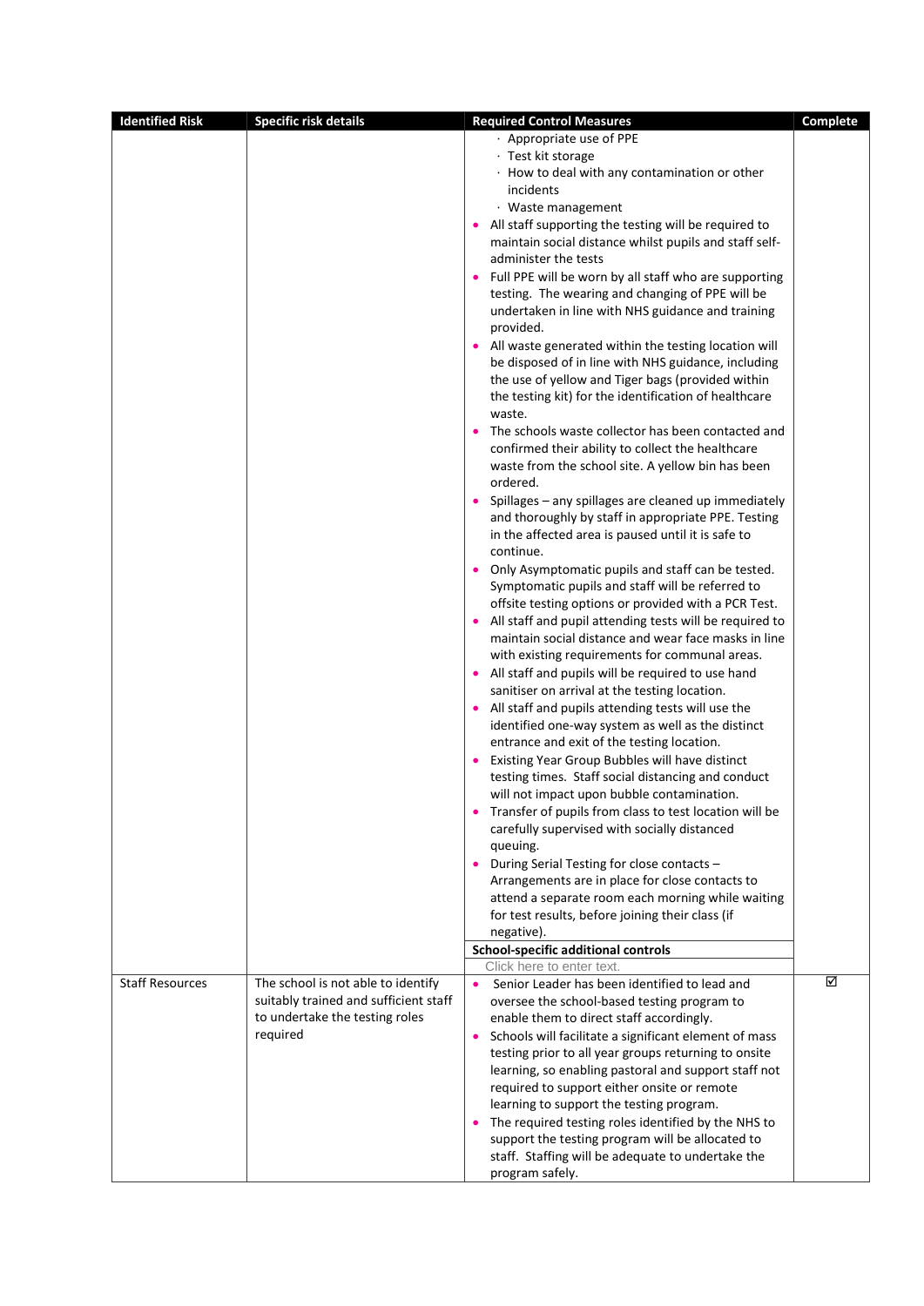| Identified Risk | Specific risk details | Required Control Measures | Complete |
|---|---|---|---|
| | | · Appropriate use of PPE<br>· Test kit storage<br>· How to deal with any contamination or other incidents<br>· Waste management<br>• All staff supporting the testing will be required to maintain social distance whilst pupils and staff self-administer the tests<br>• Full PPE will be worn by all staff who are supporting testing. The wearing and changing of PPE will be undertaken in line with NHS guidance and training provided.<br>• All waste generated within the testing location will be disposed of in line with NHS guidance, including the use of yellow and Tiger bags (provided within the testing kit) for the identification of healthcare waste.<br>• The schools waste collector has been contacted and confirmed their ability to collect the healthcare waste from the school site. A yellow bin has been ordered.<br>• Spillages – any spillages are cleaned up immediately and thoroughly by staff in appropriate PPE. Testing in the affected area is paused until it is safe to continue.<br>• Only Asymptomatic pupils and staff can be tested. Symptomatic pupils and staff will be referred to offsite testing options or provided with a PCR Test.<br>• All staff and pupil attending tests will be required to maintain social distance and wear face masks in line with existing requirements for communal areas.<br>• All staff and pupils will be required to use hand sanitiser on arrival at the testing location.<br>• All staff and pupils attending tests will use the identified one-way system as well as the distinct entrance and exit of the testing location.<br>• Existing Year Group Bubbles will have distinct testing times. Staff social distancing and conduct will not impact upon bubble contamination.<br>• Transfer of pupils from class to test location will be carefully supervised with socially distanced queuing.<br>• During Serial Testing for close contacts – Arrangements are in place for close contacts to attend a separate room each morning while waiting for test results, before joining their class (if negative). | |
| | | **School-specific additional controls** | |
| | | Click here to enter text. | |
| Staff Resources | The school is not able to identify suitably trained and sufficient staff to undertake the testing roles required | • Senior Leader has been identified to lead and oversee the school-based testing program to enable them to direct staff accordingly.<br>• Schools will facilitate a significant element of mass testing prior to all year groups returning to onsite learning, so enabling pastoral and support staff not required to support either onsite or remote learning to support the testing program.<br>• The required testing roles identified by the NHS to support the testing program will be allocated to staff. Staffing will be adequate to undertake the program safely. | ☑ |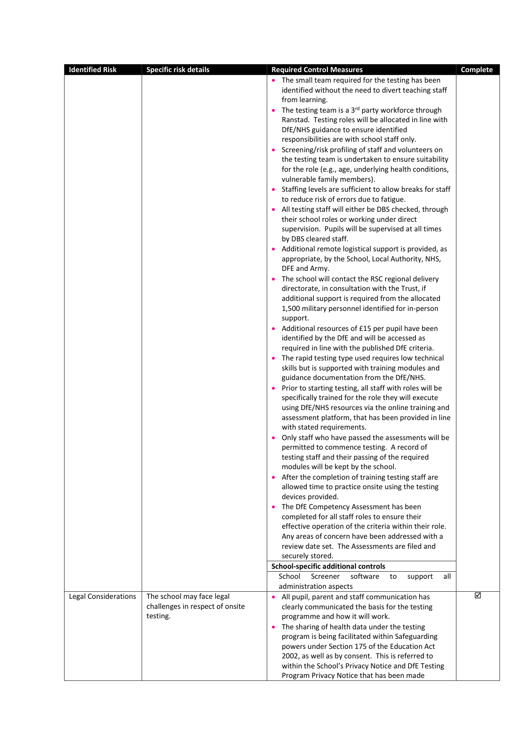| Identified Risk | Specific risk details | Required Control Measures | Complete |
|---|---|---|---|
| | | • The small team required for the testing has been identified without the need to divert teaching staff from learning.<br>• The testing team is a 3rd party workforce through Ranstad. Testing roles will be allocated in line with DfE/NHS guidance to ensure identified responsibilities are with school staff only.<br>• Screening/risk profiling of staff and volunteers on the testing team is undertaken to ensure suitability for the role (e.g., age, underlying health conditions, vulnerable family members).<br>• Staffing levels are sufficient to allow breaks for staff to reduce risk of errors due to fatigue.<br>• All testing staff will either be DBS checked, through their school roles or working under direct supervision. Pupils will be supervised at all times by DBS cleared staff.<br>• Additional remote logistical support is provided, as appropriate, by the School, Local Authority, NHS, DFE and Army.<br>• The school will contact the RSC regional delivery directorate, in consultation with the Trust, if additional support is required from the allocated 1,500 military personnel identified for in-person support.<br>• Additional resources of £15 per pupil have been identified by the DfE and will be accessed as required in line with the published DfE criteria.<br>• The rapid testing type used requires low technical skills but is supported with training modules and guidance documentation from the DfE/NHS.<br>• Prior to starting testing, all staff with roles will be specifically trained for the role they will execute using DfE/NHS resources via the online training and assessment platform, that has been provided in line with stated requirements.<br>• Only staff who have passed the assessments will be permitted to commence testing. A record of testing staff and their passing of the required modules will be kept by the school.<br>• After the completion of training testing staff are allowed time to practice onsite using the testing devices provided.<br>• The DfE Competency Assessment has been completed for all staff roles to ensure their effective operation of the criteria within their role. Any areas of concern have been addressed with a review date set. The Assessments are filed and securely stored.<br>**School-specific additional controls**<br>School Screener software to support all administration aspects | |
| Legal Considerations | The school may face legal challenges in respect of onsite testing. | • All pupil, parent and staff communication has clearly communicated the basis for the testing programme and how it will work.<br>• The sharing of health data under the testing program is being facilitated within Safeguarding powers under Section 175 of the Education Act 2002, as well as by consent. This is referred to within the School's Privacy Notice and DfE Testing Program Privacy Notice that has been made | ☑ |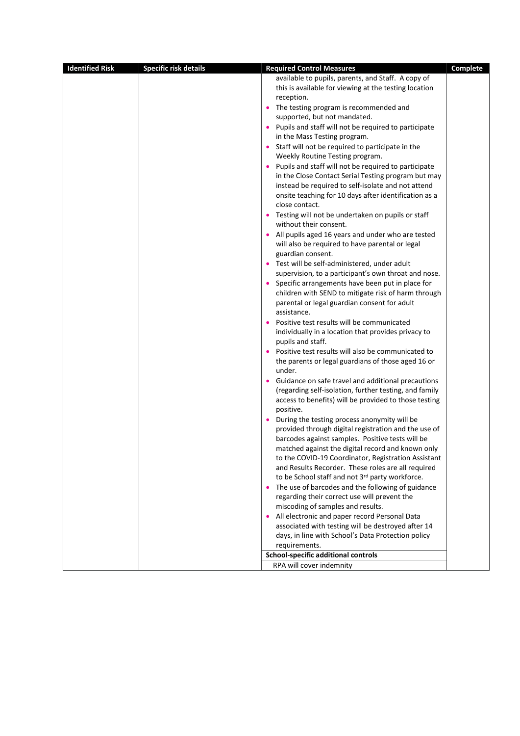| Identified Risk | Specific risk details | Required Control Measures | Complete |
|---|---|---|---|
| | | available to pupils, parents, and Staff. A copy of this is available for viewing at the testing location reception.<br>• The testing program is recommended and supported, but not mandated.<br>• Pupils and staff will not be required to participate in the Mass Testing program.<br>• Staff will not be required to participate in the Weekly Routine Testing program.<br>• Pupils and staff will not be required to participate in the Close Contact Serial Testing program but may instead be required to self-isolate and not attend onsite teaching for 10 days after identification as a close contact.<br>• Testing will not be undertaken on pupils or staff without their consent.<br>• All pupils aged 16 years and under who are tested will also be required to have parental or legal guardian consent.<br>• Test will be self-administered, under adult supervision, to a participant's own throat and nose.<br>• Specific arrangements have been put in place for children with SEND to mitigate risk of harm through parental or legal guardian consent for adult assistance.<br>• Positive test results will be communicated individually in a location that provides privacy to pupils and staff.<br>• Positive test results will also be communicated to the parents or legal guardians of those aged 16 or under.<br>• Guidance on safe travel and additional precautions (regarding self-isolation, further testing, and family access to benefits) will be provided to those testing positive.<br>• During the testing process anonymity will be provided through digital registration and the use of barcodes against samples. Positive tests will be matched against the digital record and known only to the COVID-19 Coordinator, Registration Assistant and Results Recorder. These roles are all required to be School staff and not 3rd party workforce.<br>• The use of barcodes and the following of guidance regarding their correct use will prevent the miscoding of samples and results.<br>• All electronic and paper record Personal Data associated with testing will be destroyed after 14 days, in line with School's Data Protection policy requirements. | |
| | | **School-specific additional controls** | |
| | | RPA will cover indemnity | |